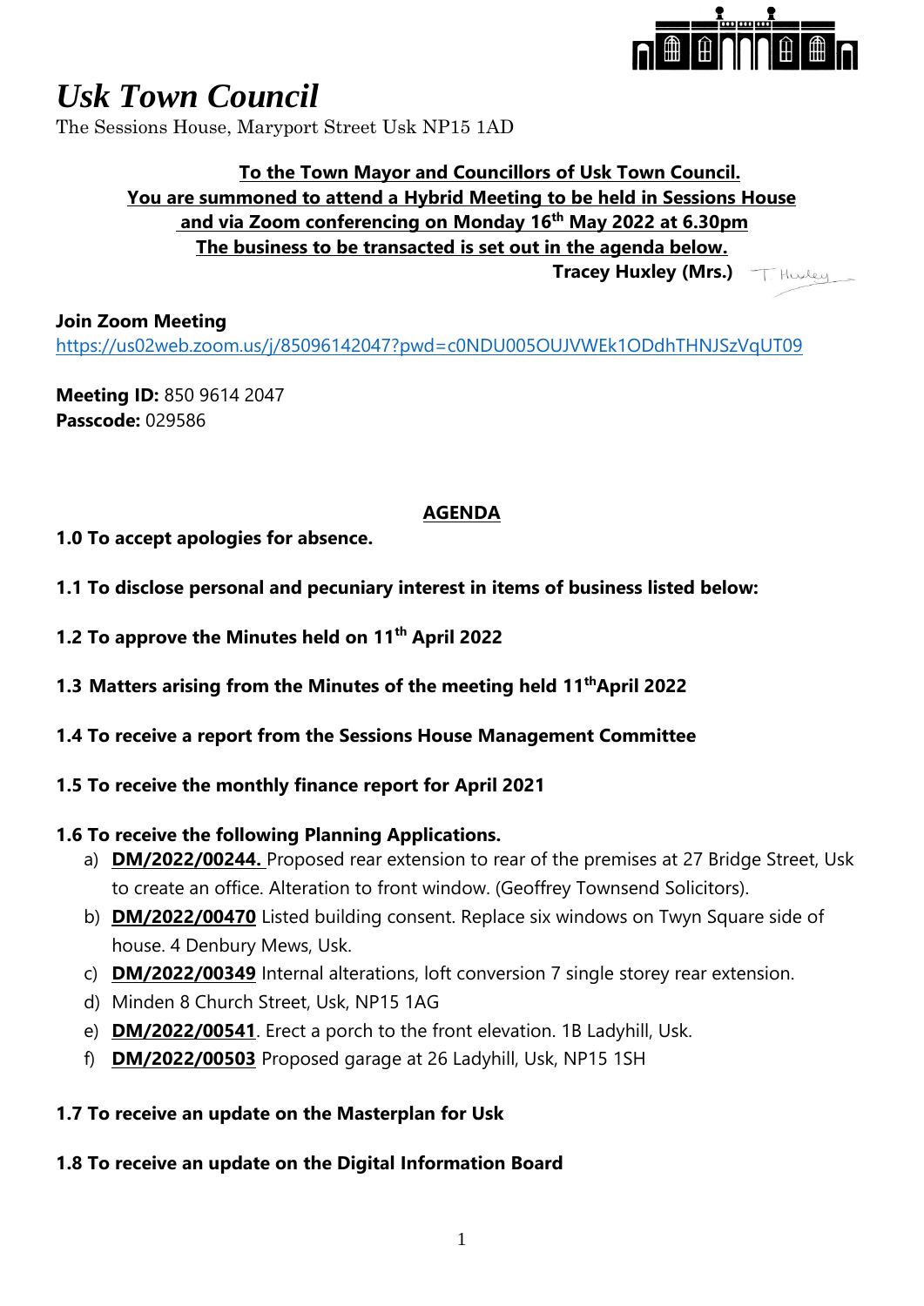# *Usk Town Council*

The Sessions House, Maryport Street Usk NP15 1AD

**To the Town Mayor and Councillors of Usk Town Council.**
**You are summoned to attend a Hybrid Meeting to be held in Sessions House and via Zoom conferencing on Monday 16th May 2022 at 6.30pm**
**The business to be transacted is set out in the agenda below.**

**Tracey Huxley (Mrs.)**

**Join Zoom Meeting**
https://us02web.zoom.us/j/85096142047?pwd=c0NDU005OUJVWEk1ODdhTHNJSzVqUT09

**Meeting ID:** 850 9614 2047
**Passcode:** 029586

## AGENDA

**1.0 To accept apologies for absence.**

**1.1 To disclose personal and pecuniary interest in items of business listed below:**

**1.2 To approve the Minutes held on 11th April 2022**

**1.3 Matters arising from the Minutes of the meeting held 11th April 2022**

**1.4 To receive a report from the Sessions House Management Committee**

**1.5 To receive the monthly finance report for April 2021**

**1.6 To receive the following Planning Applications.**

a) **DM/2022/00244.** Proposed rear extension to rear of the premises at 27 Bridge Street, Usk to create an office. Alteration to front window. (Geoffrey Townsend Solicitors).
b) **DM/2022/00470** Listed building consent. Replace six windows on Twyn Square side of house. 4 Denbury Mews, Usk.
c) **DM/2022/00349** Internal alterations, loft conversion 7 single storey rear extension.
d) Minden 8 Church Street, Usk, NP15 1AG
e) **DM/2022/00541**. Erect a porch to the front elevation. 1B Ladyhill, Usk.
f) **DM/2022/00503** Proposed garage at 26 Ladyhill, Usk, NP15 1SH

**1.7 To receive an update on the Masterplan for Usk**

**1.8 To receive an update on the Digital Information Board**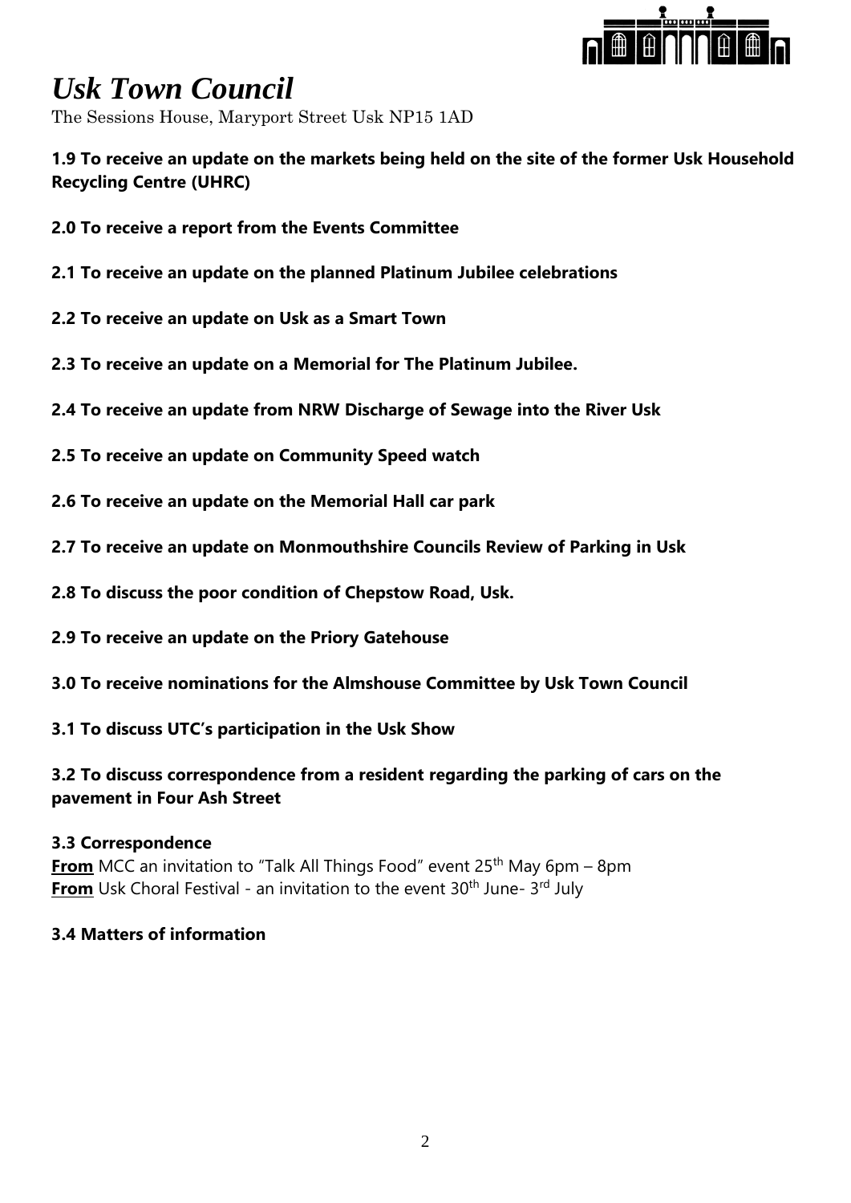# *Usk Town Council*

The Sessions House, Maryport Street Usk NP15 1AD

**1.9 To receive an update on the markets being held on the site of the former Usk Household Recycling Centre (UHRC)**

**2.0 To receive a report from the Events Committee**

**2.1 To receive an update on the planned Platinum Jubilee celebrations**

**2.2 To receive an update on Usk as a Smart Town**

**2.3 To receive an update on a Memorial for The Platinum Jubilee.**

**2.4 To receive an update from NRW Discharge of Sewage into the River Usk**

**2.5 To receive an update on Community Speed watch**

**2.6 To receive an update on the Memorial Hall car park**

**2.7 To receive an update on Monmouthshire Councils Review of Parking in Usk**

**2.8 To discuss the poor condition of Chepstow Road, Usk.**

**2.9 To receive an update on the Priory Gatehouse**

**3.0 To receive nominations for the Almshouse Committee by Usk Town Council**

**3.1 To discuss UTC's participation in the Usk Show**

**3.2 To discuss correspondence from a resident regarding the parking of cars on the pavement in Four Ash Street**

**3.3 Correspondence**

**From** MCC an invitation to "Talk All Things Food" event 25th May 6pm – 8pm
**From** Usk Choral Festival - an invitation to the event 30th June- 3rd July

**3.4 Matters of information**